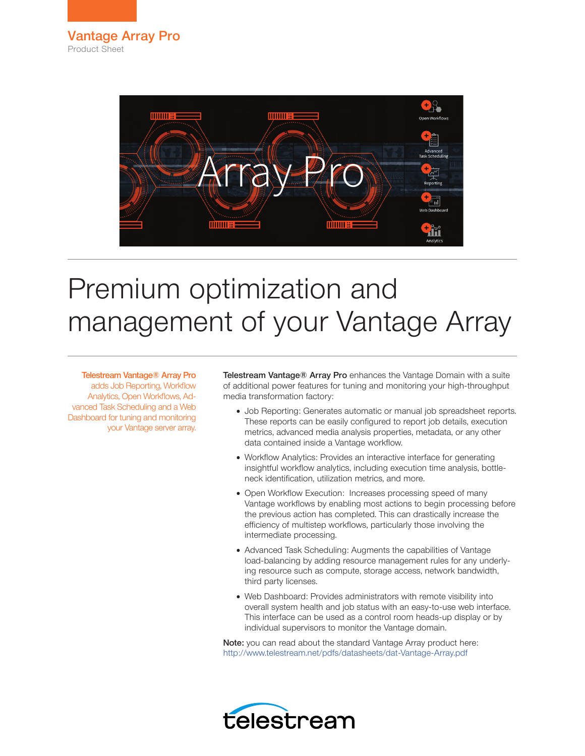# Vantage Array Pro

Product Sheet

# Premium optimization and management of your Vantage Array

Telestream Vantage® Array Pro adds Job Reporting, Workflow Analytics, Open Workflows, Advanced Task Scheduling and a Web Dashboard for tuning and monitoring your Vantage server array.

**Telestream Vantage® Array Pro** enhances the Vantage Domain with a suite of additional power features for tuning and monitoring your high-throughput media transformation factory:

- Job Reporting: Generates automatic or manual job spreadsheet reports. These reports can be easily configured to report job details, execution metrics, advanced media analysis properties, metadata, or any other data contained inside a Vantage workflow.
- Workflow Analytics: Provides an interactive interface for generating insightful workflow analytics, including execution time analysis, bottleneck identification, utilization metrics, and more.
- Open Workflow Execution: Increases processing speed of many Vantage workflows by enabling most actions to begin processing before the previous action has completed. This can drastically increase the efficiency of multistep workflows, particularly those involving the intermediate processing.
- Advanced Task Scheduling: Augments the capabilities of Vantage load-balancing by adding resource management rules for any underlying resource such as compute, storage access, network bandwidth, third party licenses.
- Web Dashboard: Provides administrators with remote visibility into overall system health and job status with an easy-to-use web interface. This interface can be used as a control room heads-up display or by individual supervisors to monitor the Vantage domain.

**Note:** you can read about the standard Vantage Array product here: http://www.telestream.net/pdfs/datasheets/dat-Vantage-Array.pdf

telestream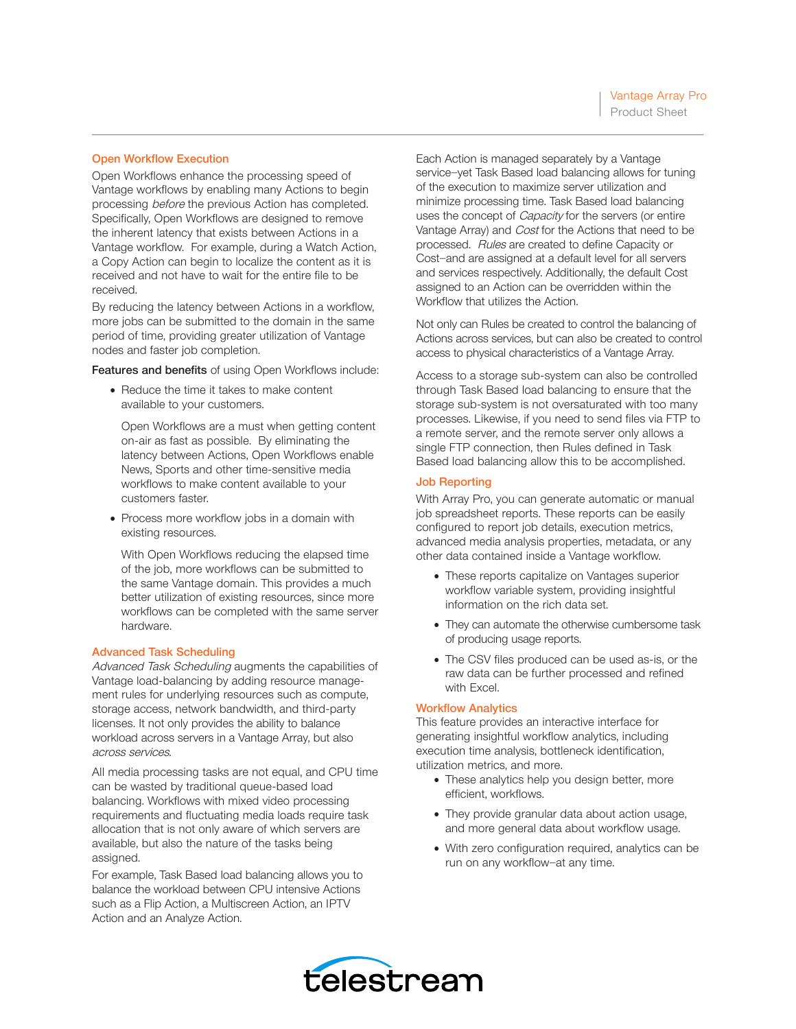## Open Workflow Execution

Open Workflows enhance the processing speed of Vantage workflows by enabling many Actions to begin processing *before* the previous Action has completed. Specifically, Open Workflows are designed to remove the inherent latency that exists between Actions in a Vantage workflow. For example, during a Watch Action, a Copy Action can begin to localize the content as it is received and not have to wait for the entire file to be received.

By reducing the latency between Actions in a workflow, more jobs can be submitted to the domain in the same period of time, providing greater utilization of Vantage nodes and faster job completion.

**Features and benefits** of using Open Workflows include:

- Reduce the time it takes to make content available to your customers.

  Open Workflows are a must when getting content on-air as fast as possible. By eliminating the latency between Actions, Open Workflows enable News, Sports and other time-sensitive media workflows to make content available to your customers faster.

- Process more workflow jobs in a domain with existing resources.

  With Open Workflows reducing the elapsed time of the job, more workflows can be submitted to the same Vantage domain. This provides a much better utilization of existing resources, since more workflows can be completed with the same server hardware.

## Advanced Task Scheduling

*Advanced Task Scheduling* augments the capabilities of Vantage load-balancing by adding resource management rules for underlying resources such as compute, storage access, network bandwidth, and third-party licenses. It not only provides the ability to balance workload across servers in a Vantage Array, but also *across services*.

All media processing tasks are not equal, and CPU time can be wasted by traditional queue-based load balancing. Workflows with mixed video processing requirements and fluctuating media loads require task allocation that is not only aware of which servers are available, but also the nature of the tasks being assigned.

For example, Task Based load balancing allows you to balance the workload between CPU intensive Actions such as a Flip Action, a Multiscreen Action, an IPTV Action and an Analyze Action.

Each Action is managed separately by a Vantage service–yet Task Based load balancing allows for tuning of the execution to maximize server utilization and minimize processing time. Task Based load balancing uses the concept of *Capacity* for the servers (or entire Vantage Array) and *Cost* for the Actions that need to be processed. *Rules* are created to define Capacity or Cost–and are assigned at a default level for all servers and services respectively. Additionally, the default Cost assigned to an Action can be overridden within the Workflow that utilizes the Action.

Not only can Rules be created to control the balancing of Actions across services, but can also be created to control access to physical characteristics of a Vantage Array.

Access to a storage sub-system can also be controlled through Task Based load balancing to ensure that the storage sub-system is not oversaturated with too many processes. Likewise, if you need to send files via FTP to a remote server, and the remote server only allows a single FTP connection, then Rules defined in Task Based load balancing allow this to be accomplished.

## Job Reporting

With Array Pro, you can generate automatic or manual job spreadsheet reports. These reports can be easily configured to report job details, execution metrics, advanced media analysis properties, metadata, or any other data contained inside a Vantage workflow.

- These reports capitalize on Vantages superior workflow variable system, providing insightful information on the rich data set.
- They can automate the otherwise cumbersome task of producing usage reports.
- The CSV files produced can be used as-is, or the raw data can be further processed and refined with Excel.

## Workflow Analytics

This feature provides an interactive interface for generating insightful workflow analytics, including execution time analysis, bottleneck identification, utilization metrics, and more.

- These analytics help you design better, more efficient, workflows.
- They provide granular data about action usage, and more general data about workflow usage.
- With zero configuration required, analytics can be run on any workflow–at any time.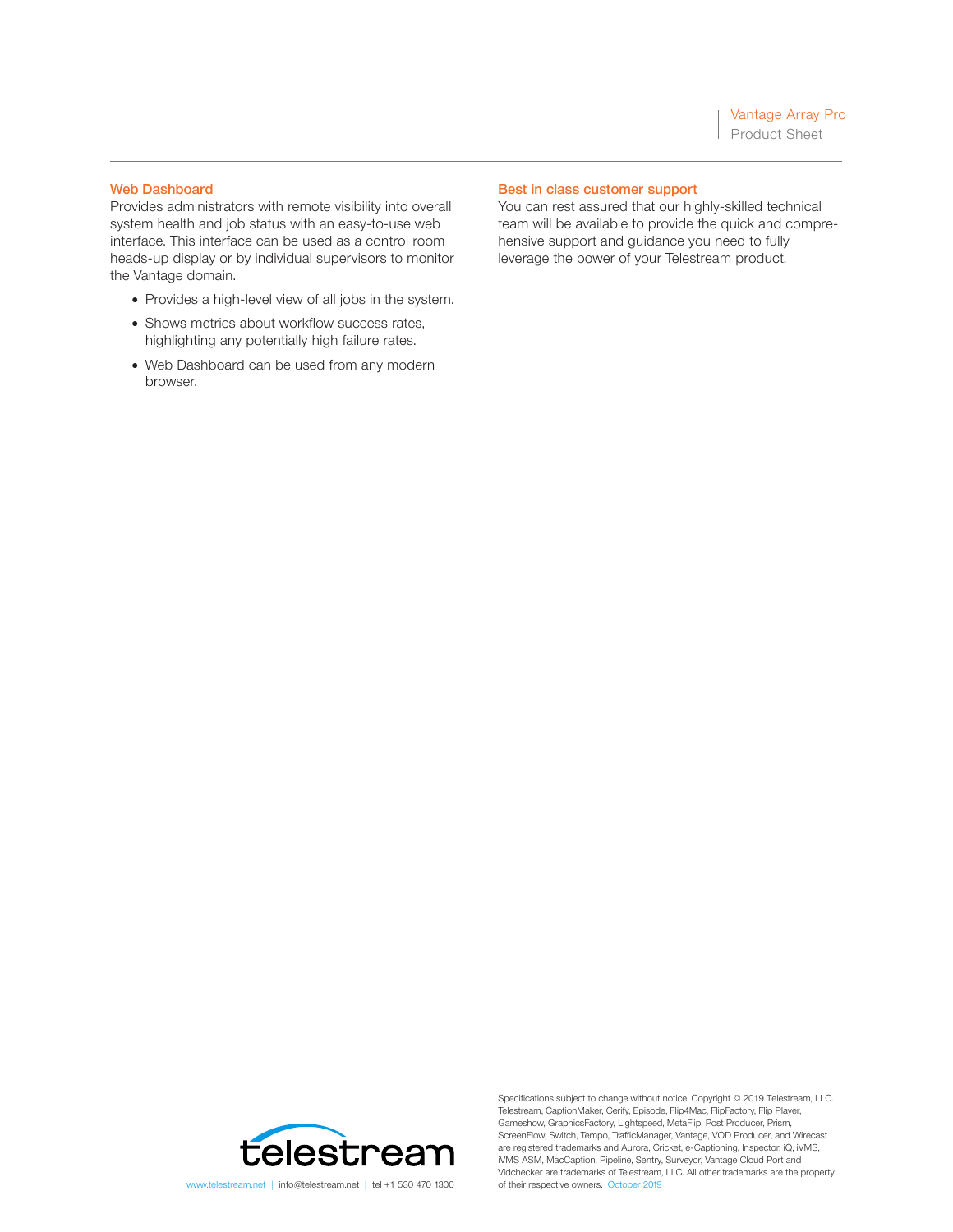## Web Dashboard

Provides administrators with remote visibility into overall system health and job status with an easy-to-use web interface. This interface can be used as a control room heads-up display or by individual supervisors to monitor the Vantage domain.

- Provides a high-level view of all jobs in the system.
- Shows metrics about workflow success rates, highlighting any potentially high failure rates.
- Web Dashboard can be used from any modern browser.

## Best in class customer support

You can rest assured that our highly-skilled technical team will be available to provide the quick and comprehensive support and guidance you need to fully leverage the power of your Telestream product.

www.telestream.net | info@telestream.net | tel +1 530 470 1300

Specifications subject to change without notice. Copyright © 2019 Telestream, LLC. Telestream, CaptionMaker, Cerify, Episode, Flip4Mac, FlipFactory, Flip Player, Gameshow, GraphicsFactory, Lightspeed, MetaFlip, Post Producer, Prism, ScreenFlow, Switch, Tempo, TrafficManager, Vantage, VOD Producer, and Wirecast are registered trademarks and Aurora, Cricket, e-Captioning, Inspector, iQ, iVMS, iVMS ASM, MacCaption, Pipeline, Sentry, Surveyor, Vantage Cloud Port and Vidchecker are trademarks of Telestream, LLC. All other trademarks are the property of their respective owners. October 2019